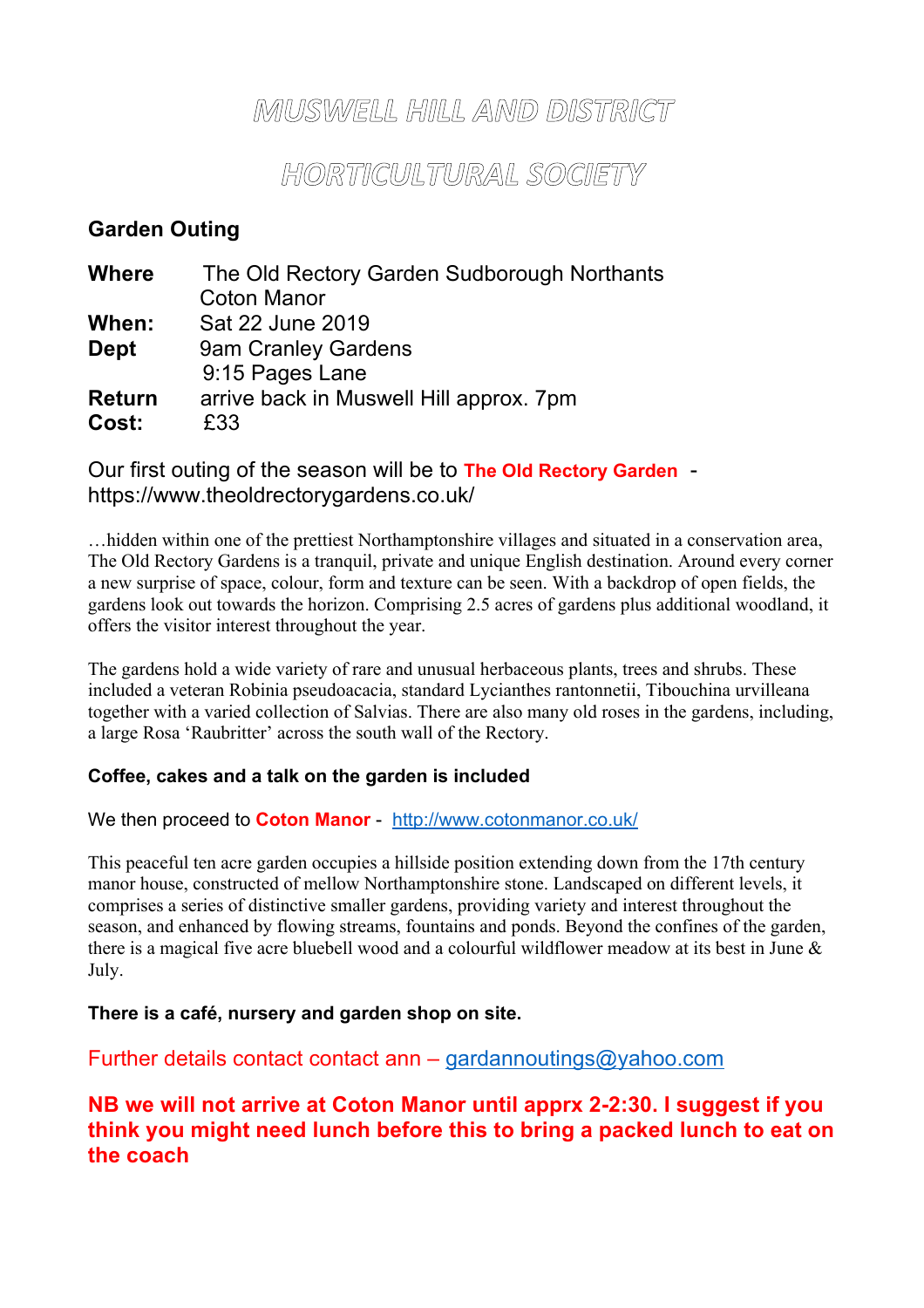# MUSWELL HILL AND DISTRICT

# HORTICULTURAL SOCIETY

**Garden Outing**

**Where** The Old Rectory Garden Sudborough Northants
Coton Manor
**When:** Sat 22 June 2019
**Dept** 9am Cranley Gardens
9:15 Pages Lane
**Return** arrive back in Muswell Hill approx. 7pm
**Cost:** £33

Our first outing of the season will be to **The Old Rectory Garden** - https://www.theoldrectorygardens.co.uk/

…hidden within one of the prettiest Northamptonshire villages and situated in a conservation area, The Old Rectory Gardens is a tranquil, private and unique English destination. Around every corner a new surprise of space, colour, form and texture can be seen. With a backdrop of open fields, the gardens look out towards the horizon. Comprising 2.5 acres of gardens plus additional woodland, it offers the visitor interest throughout the year.

The gardens hold a wide variety of rare and unusual herbaceous plants, trees and shrubs. These included a veteran Robinia pseudoacacia, standard Lycianthes rantonnetii, Tibouchina urvilleana together with a varied collection of Salvias. There are also many old roses in the gardens, including, a large Rosa 'Raubritter' across the south wall of the Rectory.

**Coffee, cakes and a talk on the garden is included**

We then proceed to **Coton Manor** - http://www.cotonmanor.co.uk/

This peaceful ten acre garden occupies a hillside position extending down from the 17th century manor house, constructed of mellow Northamptonshire stone. Landscaped on different levels, it comprises a series of distinctive smaller gardens, providing variety and interest throughout the season, and enhanced by flowing streams, fountains and ponds. Beyond the confines of the garden, there is a magical five acre bluebell wood and a colourful wildflower meadow at its best in June & July.

**There is a café, nursery and garden shop on site.**

Further details contact contact ann – gardannoutings@yahoo.com

**NB we will not arrive at Coton Manor until apprx 2-2:30. I suggest if you think you might need lunch before this to bring a packed lunch to eat on the coach**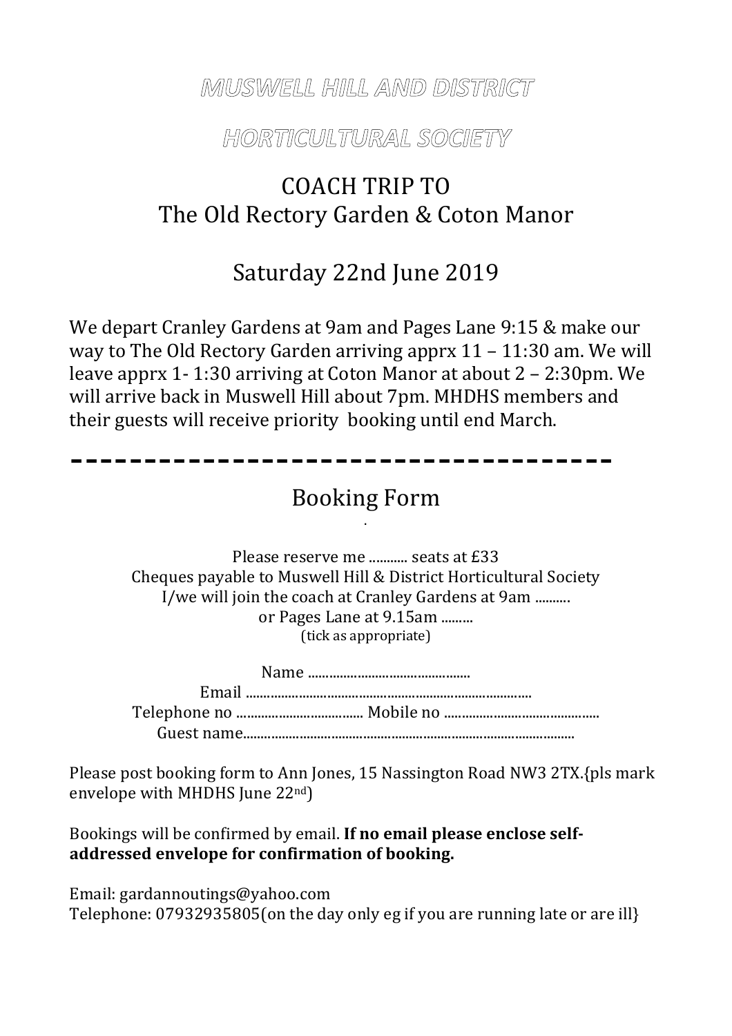# MUSWELL HILL AND DISTRICT

# HORTICULTURAL SOCIETY

## COACH TRIP TO
## The Old Rectory Garden & Coton Manor

## Saturday 22nd June 2019

We depart Cranley Gardens at 9am and Pages Lane 9:15 & make our way to The Old Rectory Garden arriving apprx 11 – 11:30 am. We will leave apprx 1- 1:30 arriving at Coton Manor at about 2 – 2:30pm. We will arrive back in Muswell Hill about 7pm. MHDHS members and their guests will receive priority booking until end March.

-----------------------------------

## Booking Form

Please reserve me ........... seats at £33
Cheques payable to Muswell Hill & District Horticultural Society
I/we will join the coach at Cranley Gardens at 9am .........
or Pages Lane at 9.15am .........
(tick as appropriate)

Name ..............................................
Email ................................................................................
Telephone no .................................... Mobile no ...........................................
Guest name...............................................................................................

Please post booking form to Ann Jones, 15 Nassington Road NW3 2TX.{pls mark envelope with MHDHS June 22nd)

Bookings will be confirmed by email. **If no email please enclose self-addressed envelope for confirmation of booking.**

Email: gardannoutings@yahoo.com
Telephone: 07932935805(on the day only eg if you are running late or are ill}